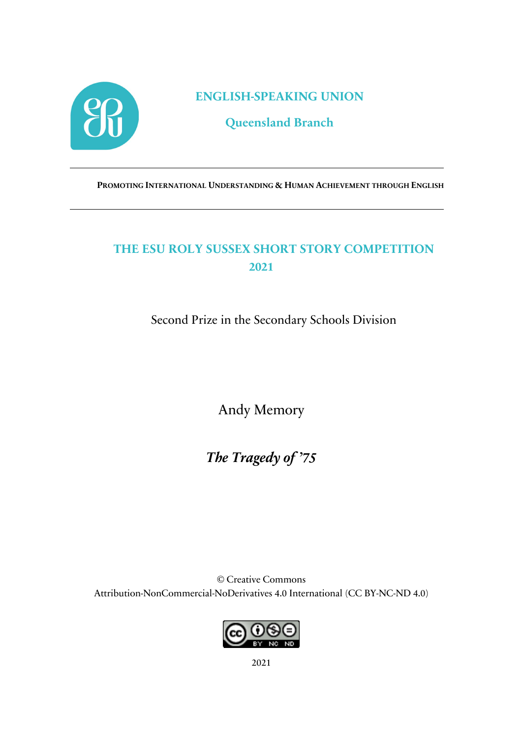# ENGLISH-SPEAKING UNION

## Queensland Branch

**PROMOTING INTERNATIONAL UNDERSTANDING & HUMAN ACHIEVEMENT THROUGH ENGLISH**

## THE ESU ROLY SUSSEX SHORT STORY COMPETITION 2021

Second Prize in the Secondary Schools Division

Andy Memory

***The Tragedy of '75***

© Creative Commons
Attribution-NonCommercial-NoDerivatives 4.0 International (CC BY-NC-ND 4.0)

2021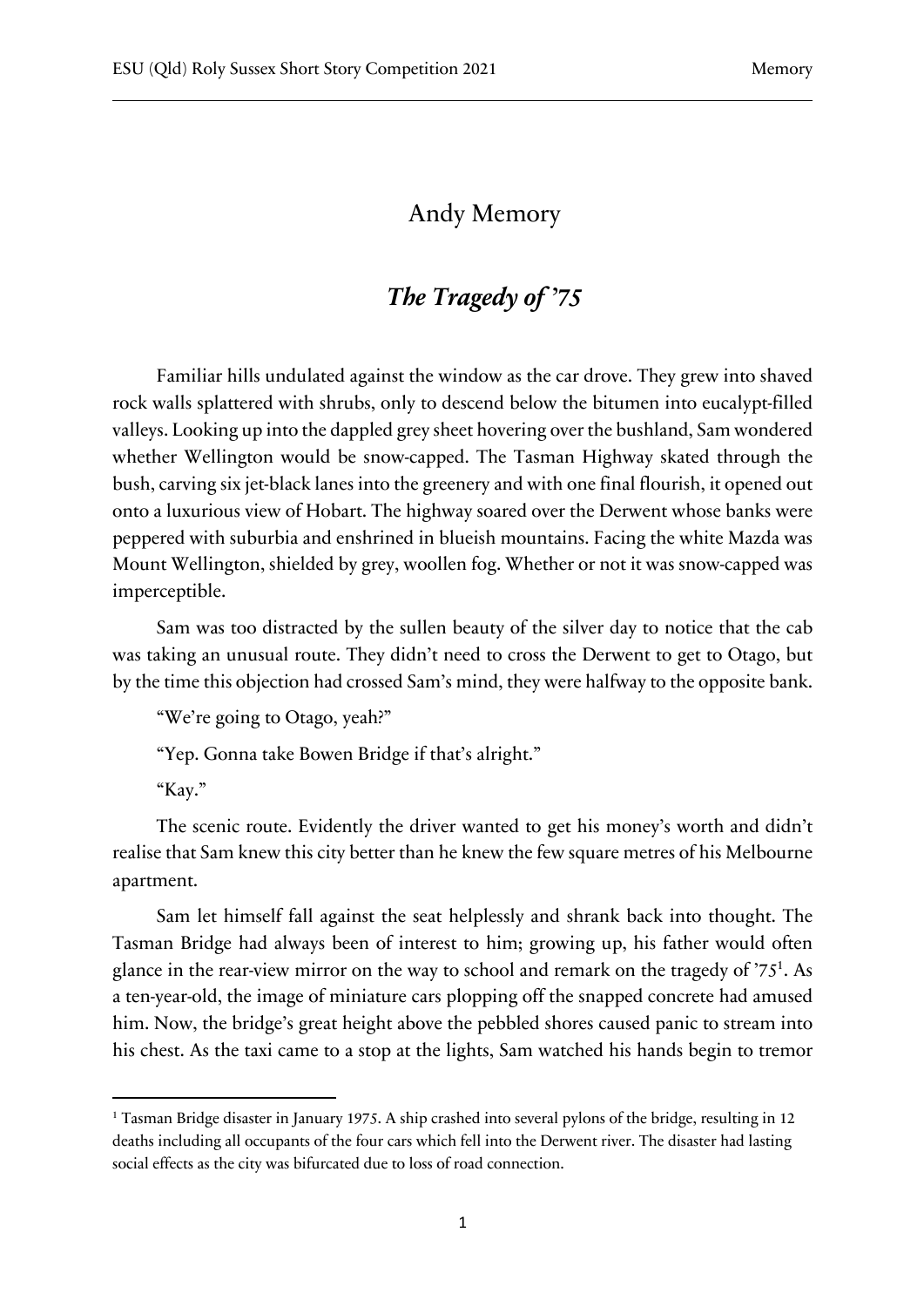## Andy Memory

## *The Tragedy of '75*

Familiar hills undulated against the window as the car drove. They grew into shaved rock walls splattered with shrubs, only to descend below the bitumen into eucalypt-filled valleys. Looking up into the dappled grey sheet hovering over the bushland, Sam wondered whether Wellington would be snow-capped. The Tasman Highway skated through the bush, carving six jet-black lanes into the greenery and with one final flourish, it opened out onto a luxurious view of Hobart. The highway soared over the Derwent whose banks were peppered with suburbia and enshrined in blueish mountains. Facing the white Mazda was Mount Wellington, shielded by grey, woollen fog. Whether or not it was snow-capped was imperceptible.

Sam was too distracted by the sullen beauty of the silver day to notice that the cab was taking an unusual route. They didn't need to cross the Derwent to get to Otago, but by the time this objection had crossed Sam's mind, they were halfway to the opposite bank.

"We're going to Otago, yeah?"

"Yep. Gonna take Bowen Bridge if that's alright."

"Kay."

The scenic route. Evidently the driver wanted to get his money's worth and didn't realise that Sam knew this city better than he knew the few square metres of his Melbourne apartment.

Sam let himself fall against the seat helplessly and shrank back into thought. The Tasman Bridge had always been of interest to him; growing up, his father would often glance in the rear-view mirror on the way to school and remark on the tragedy of '75[1]. As a ten-year-old, the image of miniature cars plopping off the snapped concrete had amused him. Now, the bridge's great height above the pebbled shores caused panic to stream into his chest. As the taxi came to a stop at the lights, Sam watched his hands begin to tremor

[1] Tasman Bridge disaster in January 1975. A ship crashed into several pylons of the bridge, resulting in 12 deaths including all occupants of the four cars which fell into the Derwent river. The disaster had lasting social effects as the city was bifurcated due to loss of road connection.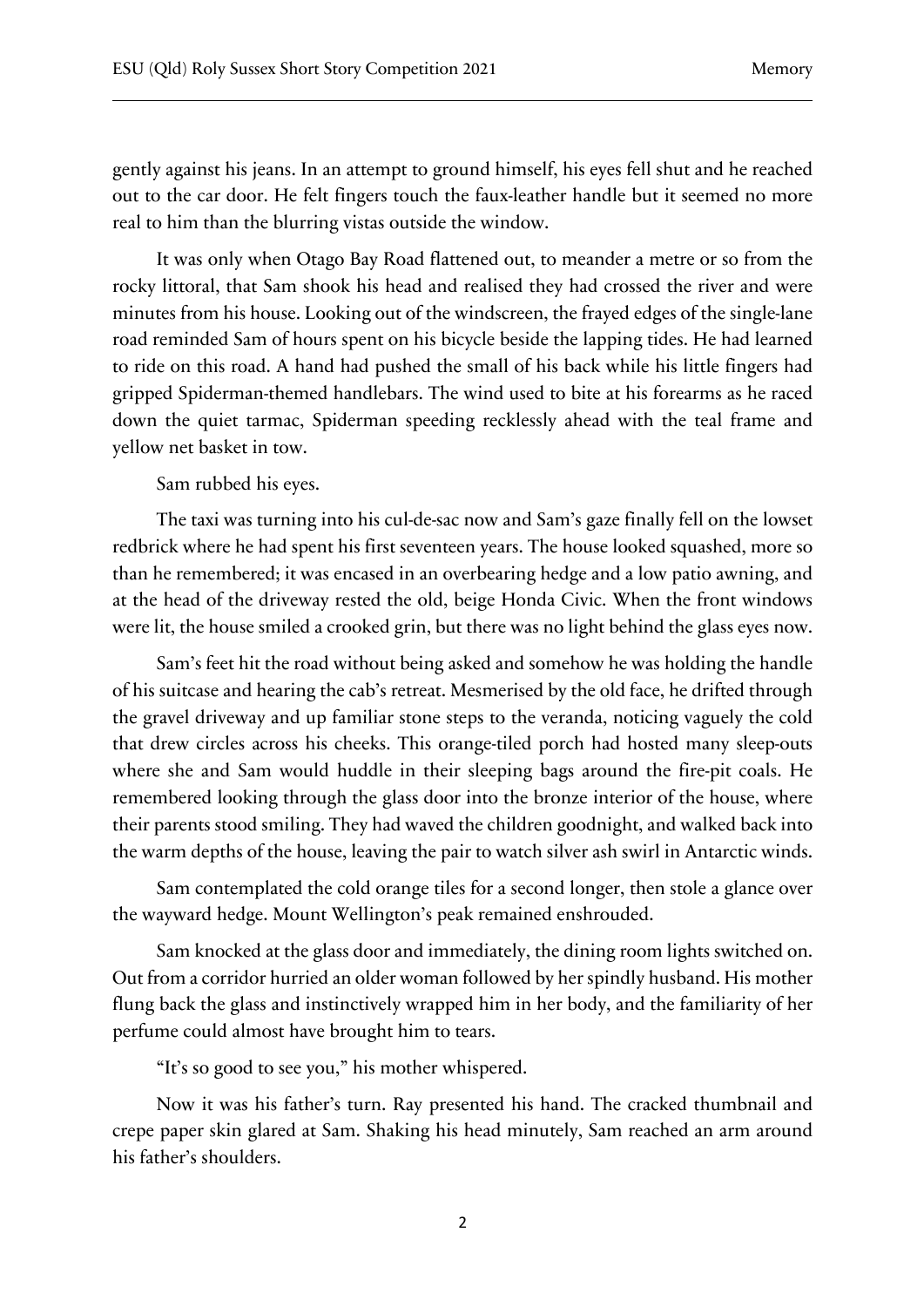gently against his jeans. In an attempt to ground himself, his eyes fell shut and he reached out to the car door. He felt fingers touch the faux-leather handle but it seemed no more real to him than the blurring vistas outside the window.

It was only when Otago Bay Road flattened out, to meander a metre or so from the rocky littoral, that Sam shook his head and realised they had crossed the river and were minutes from his house. Looking out of the windscreen, the frayed edges of the single-lane road reminded Sam of hours spent on his bicycle beside the lapping tides. He had learned to ride on this road. A hand had pushed the small of his back while his little fingers had gripped Spiderman-themed handlebars. The wind used to bite at his forearms as he raced down the quiet tarmac, Spiderman speeding recklessly ahead with the teal frame and yellow net basket in tow.

Sam rubbed his eyes.

The taxi was turning into his cul-de-sac now and Sam's gaze finally fell on the lowset redbrick where he had spent his first seventeen years. The house looked squashed, more so than he remembered; it was encased in an overbearing hedge and a low patio awning, and at the head of the driveway rested the old, beige Honda Civic. When the front windows were lit, the house smiled a crooked grin, but there was no light behind the glass eyes now.

Sam's feet hit the road without being asked and somehow he was holding the handle of his suitcase and hearing the cab's retreat. Mesmerised by the old face, he drifted through the gravel driveway and up familiar stone steps to the veranda, noticing vaguely the cold that drew circles across his cheeks. This orange-tiled porch had hosted many sleep-outs where she and Sam would huddle in their sleeping bags around the fire-pit coals. He remembered looking through the glass door into the bronze interior of the house, where their parents stood smiling. They had waved the children goodnight, and walked back into the warm depths of the house, leaving the pair to watch silver ash swirl in Antarctic winds.

Sam contemplated the cold orange tiles for a second longer, then stole a glance over the wayward hedge. Mount Wellington's peak remained enshrouded.

Sam knocked at the glass door and immediately, the dining room lights switched on. Out from a corridor hurried an older woman followed by her spindly husband. His mother flung back the glass and instinctively wrapped him in her body, and the familiarity of her perfume could almost have brought him to tears.

"It's so good to see you," his mother whispered.

Now it was his father's turn. Ray presented his hand. The cracked thumbnail and crepe paper skin glared at Sam. Shaking his head minutely, Sam reached an arm around his father's shoulders.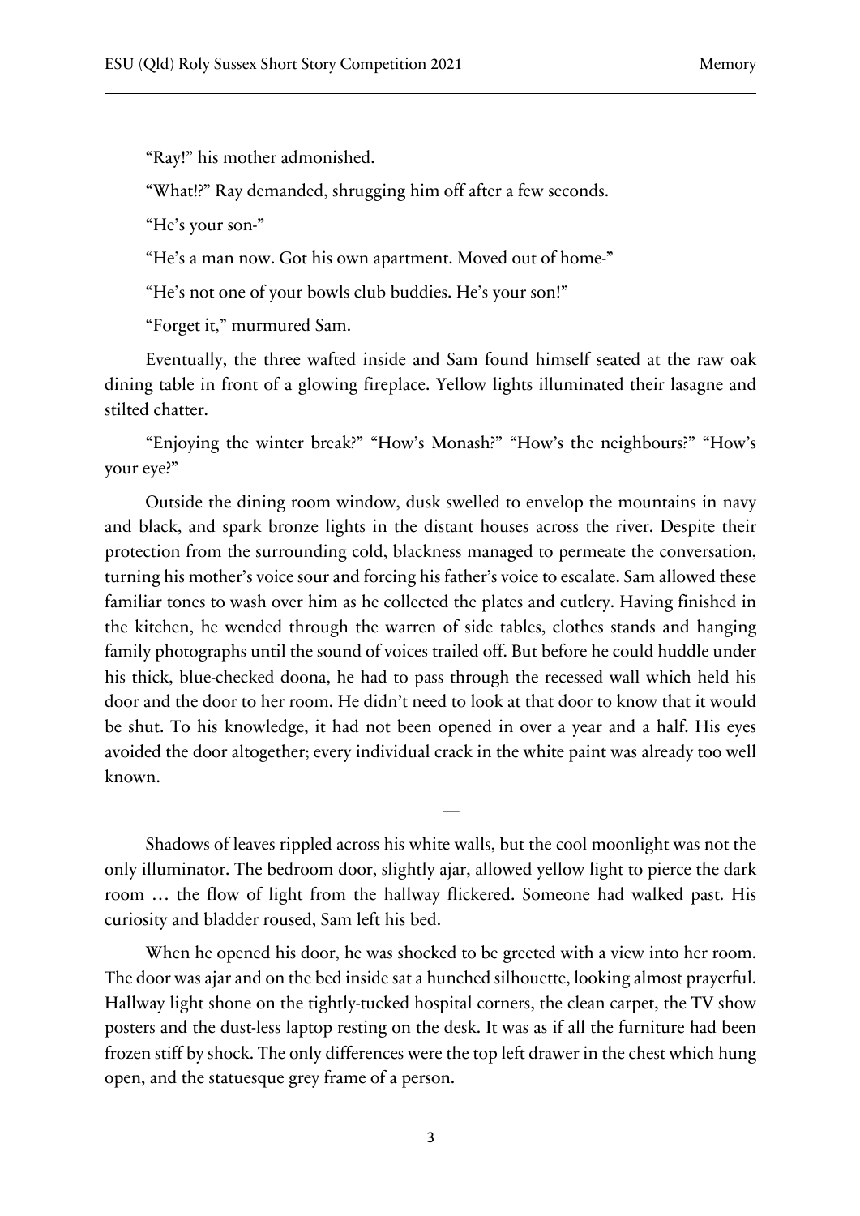"Ray!" his mother admonished.

"What!?" Ray demanded, shrugging him off after a few seconds.

"He's your son-"

"He's a man now. Got his own apartment. Moved out of home-"

"He's not one of your bowls club buddies. He's your son!"

"Forget it," murmured Sam.

Eventually, the three wafted inside and Sam found himself seated at the raw oak dining table in front of a glowing fireplace. Yellow lights illuminated their lasagne and stilted chatter.

"Enjoying the winter break?" "How's Monash?" "How's the neighbours?" "How's your eye?"

Outside the dining room window, dusk swelled to envelop the mountains in navy and black, and spark bronze lights in the distant houses across the river. Despite their protection from the surrounding cold, blackness managed to permeate the conversation, turning his mother's voice sour and forcing his father's voice to escalate. Sam allowed these familiar tones to wash over him as he collected the plates and cutlery. Having finished in the kitchen, he wended through the warren of side tables, clothes stands and hanging family photographs until the sound of voices trailed off. But before he could huddle under his thick, blue-checked doona, he had to pass through the recessed wall which held his door and the door to her room. He didn't need to look at that door to know that it would be shut. To his knowledge, it had not been opened in over a year and a half. His eyes avoided the door altogether; every individual crack in the white paint was already too well known.

—

Shadows of leaves rippled across his white walls, but the cool moonlight was not the only illuminator. The bedroom door, slightly ajar, allowed yellow light to pierce the dark room … the flow of light from the hallway flickered. Someone had walked past. His curiosity and bladder roused, Sam left his bed.

When he opened his door, he was shocked to be greeted with a view into her room. The door was ajar and on the bed inside sat a hunched silhouette, looking almost prayerful. Hallway light shone on the tightly-tucked hospital corners, the clean carpet, the TV show posters and the dust-less laptop resting on the desk. It was as if all the furniture had been frozen stiff by shock. The only differences were the top left drawer in the chest which hung open, and the statuesque grey frame of a person.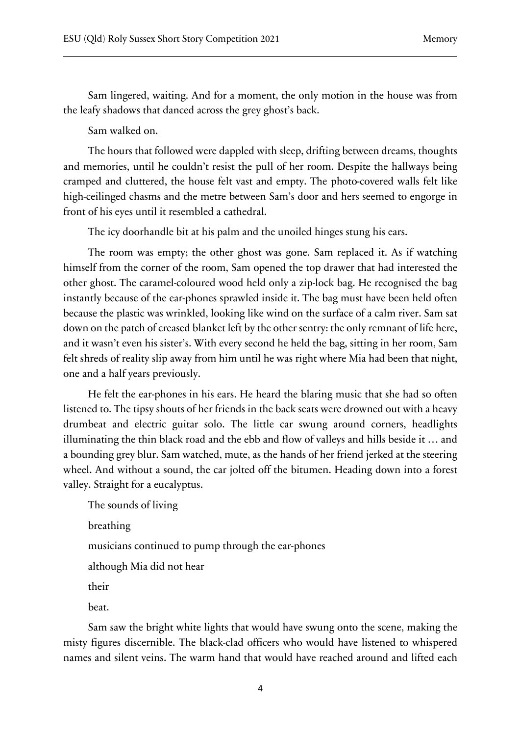Sam lingered, waiting. And for a moment, the only motion in the house was from the leafy shadows that danced across the grey ghost's back.

Sam walked on.

The hours that followed were dappled with sleep, drifting between dreams, thoughts and memories, until he couldn't resist the pull of her room. Despite the hallways being cramped and cluttered, the house felt vast and empty. The photo-covered walls felt like high-ceilinged chasms and the metre between Sam's door and hers seemed to engorge in front of his eyes until it resembled a cathedral.

The icy doorhandle bit at his palm and the unoiled hinges stung his ears.

The room was empty; the other ghost was gone. Sam replaced it. As if watching himself from the corner of the room, Sam opened the top drawer that had interested the other ghost. The caramel-coloured wood held only a zip-lock bag. He recognised the bag instantly because of the ear-phones sprawled inside it. The bag must have been held often because the plastic was wrinkled, looking like wind on the surface of a calm river. Sam sat down on the patch of creased blanket left by the other sentry: the only remnant of life here, and it wasn't even his sister's. With every second he held the bag, sitting in her room, Sam felt shreds of reality slip away from him until he was right where Mia had been that night, one and a half years previously.

He felt the ear-phones in his ears. He heard the blaring music that she had so often listened to. The tipsy shouts of her friends in the back seats were drowned out with a heavy drumbeat and electric guitar solo. The little car swung around corners, headlights illuminating the thin black road and the ebb and flow of valleys and hills beside it … and a bounding grey blur. Sam watched, mute, as the hands of her friend jerked at the steering wheel. And without a sound, the car jolted off the bitumen. Heading down into a forest valley. Straight for a eucalyptus.

The sounds of living

breathing

musicians continued to pump through the ear-phones

although Mia did not hear

their

beat.

Sam saw the bright white lights that would have swung onto the scene, making the misty figures discernible. The black-clad officers who would have listened to whispered names and silent veins. The warm hand that would have reached around and lifted each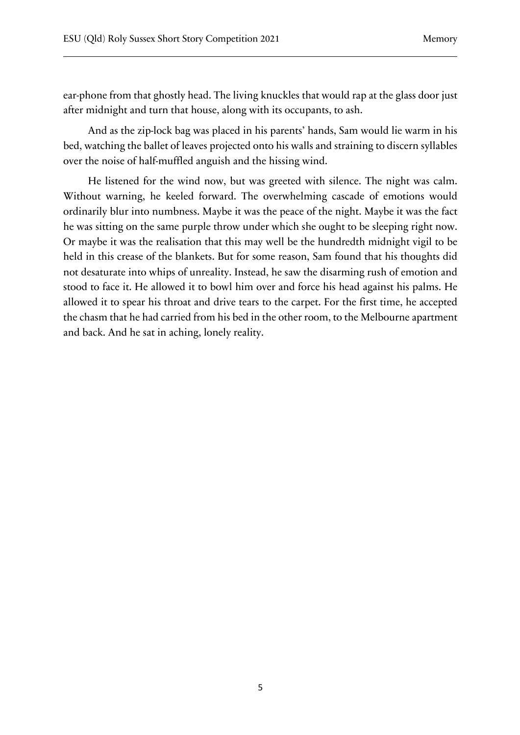ear-phone from that ghostly head. The living knuckles that would rap at the glass door just after midnight and turn that house, along with its occupants, to ash.

And as the zip-lock bag was placed in his parents' hands, Sam would lie warm in his bed, watching the ballet of leaves projected onto his walls and straining to discern syllables over the noise of half-muffled anguish and the hissing wind.

He listened for the wind now, but was greeted with silence. The night was calm. Without warning, he keeled forward. The overwhelming cascade of emotions would ordinarily blur into numbness. Maybe it was the peace of the night. Maybe it was the fact he was sitting on the same purple throw under which she ought to be sleeping right now. Or maybe it was the realisation that this may well be the hundredth midnight vigil to be held in this crease of the blankets. But for some reason, Sam found that his thoughts did not desaturate into whips of unreality. Instead, he saw the disarming rush of emotion and stood to face it. He allowed it to bowl him over and force his head against his palms. He allowed it to spear his throat and drive tears to the carpet. For the first time, he accepted the chasm that he had carried from his bed in the other room, to the Melbourne apartment and back. And he sat in aching, lonely reality.